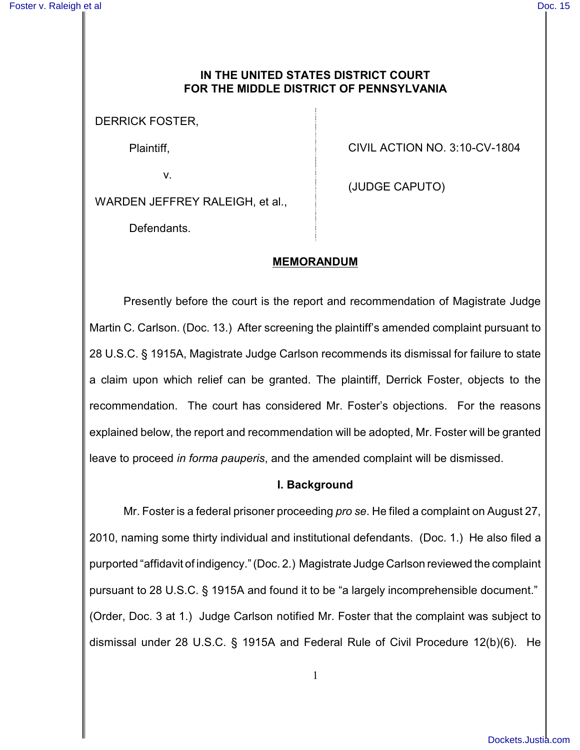**IN THE UNITED STATES DISTRICT COURT FOR THE MIDDLE DISTRICT OF PENNSYLVANIA**

DERRICK FOSTER,

Plaintiff,

v.

WARDEN JEFFREY RALEIGH, et al.,

Defendants.

CIVIL ACTION NO. 3:10-CV-1804

(JUDGE CAPUTO)

## MEMORANDUM

Presently before the court is the report and recommendation of Magistrate Judge Martin C. Carlson. (Doc. 13.) After screening the plaintiff's amended complaint pursuant to 28 U.S.C. § 1915A, Magistrate Judge Carlson recommends its dismissal for failure to state a claim upon which relief can be granted. The plaintiff, Derrick Foster, objects to the recommendation. The court has considered Mr. Foster's objections. For the reasons explained below, the report and recommendation will be adopted, Mr. Foster will be granted leave to proceed *in forma pauperis*, and the amended complaint will be dismissed.

### I. Background

Mr. Foster is a federal prisoner proceeding *pro se*. He filed a complaint on August 27, 2010, naming some thirty individual and institutional defendants. (Doc. 1.) He also filed a purported "affidavit of indigency." (Doc. 2.) Magistrate Judge Carlson reviewed the complaint pursuant to 28 U.S.C. § 1915A and found it to be "a largely incomprehensible document." (Order, Doc. 3 at 1.) Judge Carlson notified Mr. Foster that the complaint was subject to dismissal under 28 U.S.C. § 1915A and Federal Rule of Civil Procedure 12(b)(6). He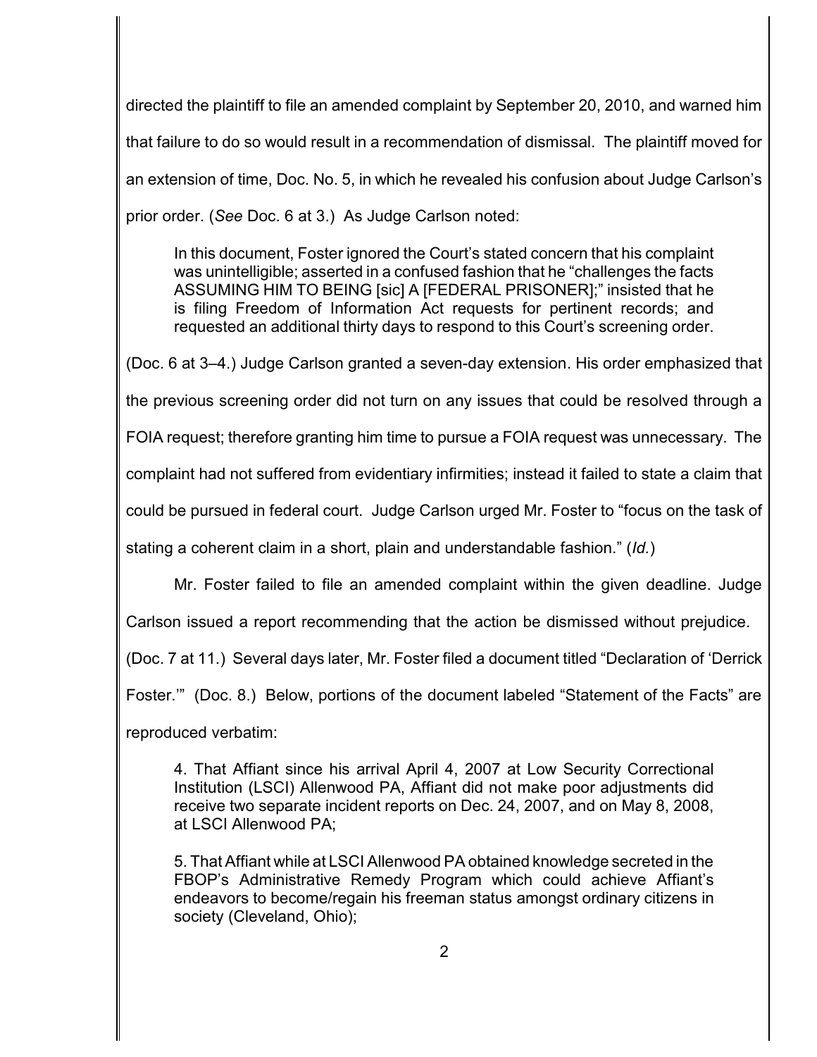directed the plaintiff to file an amended complaint by September 20, 2010, and warned him that failure to do so would result in a recommendation of dismissal. The plaintiff moved for an extension of time, Doc. No. 5, in which he revealed his confusion about Judge Carlson's prior order. (*See* Doc. 6 at 3.) As Judge Carlson noted:

> In this document, Foster ignored the Court's stated concern that his complaint was unintelligible; asserted in a confused fashion that he "challenges the facts ASSUMING HIM TO BEING [sic] A [FEDERAL PRISONER];" insisted that he is filing Freedom of Information Act requests for pertinent records; and requested an additional thirty days to respond to this Court's screening order.

(Doc. 6 at 3–4.) Judge Carlson granted a seven-day extension. His order emphasized that the previous screening order did not turn on any issues that could be resolved through a FOIA request; therefore granting him time to pursue a FOIA request was unnecessary. The complaint had not suffered from evidentiary infirmities; instead it failed to state a claim that could be pursued in federal court. Judge Carlson urged Mr. Foster to "focus on the task of stating a coherent claim in a short, plain and understandable fashion." (*Id.*)

Mr. Foster failed to file an amended complaint within the given deadline. Judge Carlson issued a report recommending that the action be dismissed without prejudice. (Doc. 7 at 11.) Several days later, Mr. Foster filed a document titled "Declaration of 'Derrick Foster.'" (Doc. 8.) Below, portions of the document labeled "Statement of the Facts" are reproduced verbatim:

> 4. That Affiant since his arrival April 4, 2007 at Low Security Correctional Institution (LSCI) Allenwood PA, Affiant did not make poor adjustments did receive two separate incident reports on Dec. 24, 2007, and on May 8, 2008, at LSCI Allenwood PA;
>
> 5. That Affiant while at LSCI Allenwood PA obtained knowledge secreted in the FBOP's Administrative Remedy Program which could achieve Affiant's endeavors to become/regain his freeman status amongst ordinary citizens in society (Cleveland, Ohio);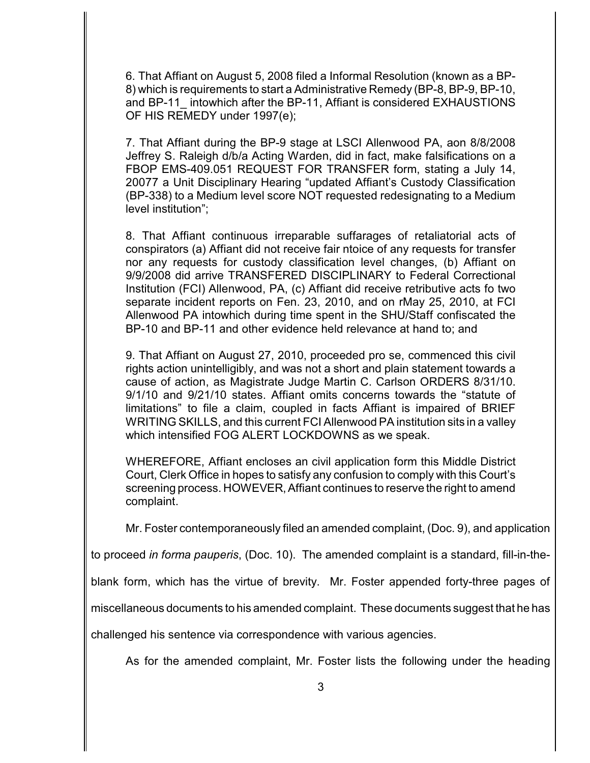6. That Affiant on August 5, 2008 filed a Informal Resolution (known as a BP-8) which is requirements to start a Administrative Remedy (BP-8, BP-9, BP-10, and BP-11_ intowhich after the BP-11, Affiant is considered EXHAUSTIONS OF HIS REMEDY under 1997(e);

7. That Affiant during the BP-9 stage at LSCI Allenwood PA, aon 8/8/2008 Jeffrey S. Raleigh d/b/a Acting Warden, did in fact, make falsifications on a FBOP EMS-409.051 REQUEST FOR TRANSFER form, stating a July 14, 20077 a Unit Disciplinary Hearing "updated Affiant's Custody Classification (BP-338) to a Medium level score NOT requested redesignating to a Medium level institution";

8. That Affiant continuous irreparable suffarages of retaliatorial acts of conspirators (a) Affiant did not receive fair ntoice of any requests for transfer nor any requests for custody classification level changes, (b) Affiant on 9/9/2008 did arrive TRANSFERED DISCIPLINARY to Federal Correctional Institution (FCI) Allenwood, PA, (c) Affiant did receive retributive acts fo two separate incident reports on Fen. 23, 2010, and on rMay 25, 2010, at FCI Allenwood PA intowhich during time spent in the SHU/Staff confiscated the BP-10 and BP-11 and other evidence held relevance at hand to; and

9. That Affiant on August 27, 2010, proceeded pro se, commenced this civil rights action unintelligibly, and was not a short and plain statement towards a cause of action, as Magistrate Judge Martin C. Carlson ORDERS 8/31/10. 9/1/10 and 9/21/10 states. Affiant omits concerns towards the "statute of limitations" to file a claim, coupled in facts Affiant is impaired of BRIEF WRITING SKILLS, and this current FCI Allenwood PA institution sits in a valley which intensified FOG ALERT LOCKDOWNS as we speak.

WHEREFORE, Affiant encloses an civil application form this Middle District Court, Clerk Office in hopes to satisfy any confusion to comply with this Court's screening process. HOWEVER, Affiant continues to reserve the right to amend complaint.

Mr. Foster contemporaneously filed an amended complaint, (Doc. 9), and application to proceed *in forma pauperis*, (Doc. 10). The amended complaint is a standard, fill-in-the-blank form, which has the virtue of brevity. Mr. Foster appended forty-three pages of miscellaneous documents to his amended complaint. These documents suggest that he has challenged his sentence via correspondence with various agencies.

As for the amended complaint, Mr. Foster lists the following under the heading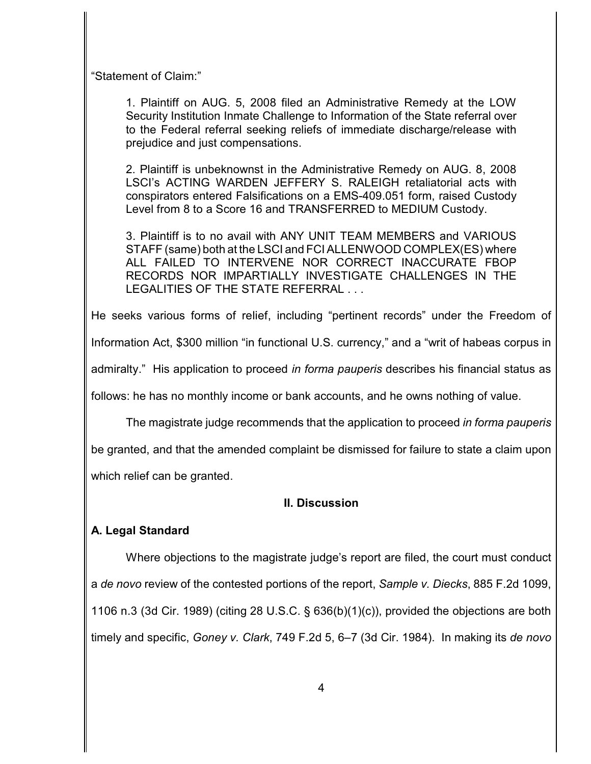"Statement of Claim:"

> 1. Plaintiff on AUG. 5, 2008 filed an Administrative Remedy at the LOW Security Institution Inmate Challenge to Information of the State referral over to the Federal referral seeking reliefs of immediate discharge/release with prejudice and just compensations.
>
> 2. Plaintiff is unbeknownst in the Administrative Remedy on AUG. 8, 2008 LSCI's ACTING WARDEN JEFFERY S. RALEIGH retaliatorial acts with conspirators entered Falsifications on a EMS-409.051 form, raised Custody Level from 8 to a Score 16 and TRANSFERRED to MEDIUM Custody.
>
> 3. Plaintiff is to no avail with ANY UNIT TEAM MEMBERS and VARIOUS STAFF (same) both at the LSCI and FCI ALLENWOOD COMPLEX(ES) where ALL FAILED TO INTERVENE NOR CORRECT INACCURATE FBOP RECORDS NOR IMPARTIALLY INVESTIGATE CHALLENGES IN THE LEGALITIES OF THE STATE REFERRAL . . .

He seeks various forms of relief, including "pertinent records" under the Freedom of Information Act, $300 million "in functional U.S. currency," and a "writ of habeas corpus in admiralty." His application to proceed *in forma pauperis* describes his financial status as follows: he has no monthly income or bank accounts, and he owns nothing of value.

The magistrate judge recommends that the application to proceed *in forma pauperis* be granted, and that the amended complaint be dismissed for failure to state a claim upon which relief can be granted.

## II. Discussion

### A. Legal Standard

Where objections to the magistrate judge's report are filed, the court must conduct a *de novo* review of the contested portions of the report, *Sample v. Diecks*, 885 F.2d 1099, 1106 n.3 (3d Cir. 1989) (citing 28 U.S.C. § 636(b)(1)(c)), provided the objections are both timely and specific, *Goney v. Clark*, 749 F.2d 5, 6–7 (3d Cir. 1984). In making its *de novo*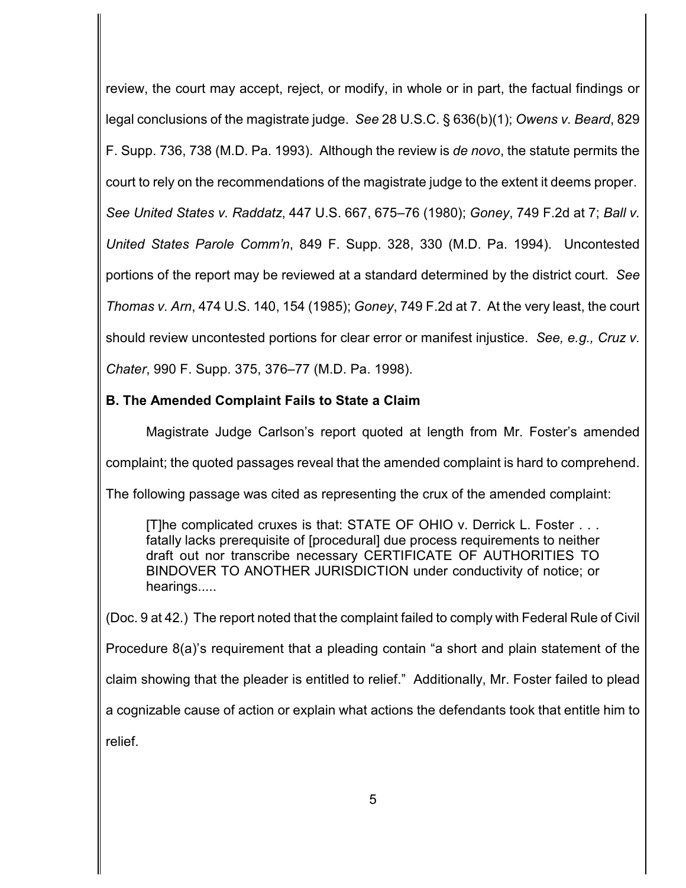review, the court may accept, reject, or modify, in whole or in part, the factual findings or legal conclusions of the magistrate judge. *See* 28 U.S.C. § 636(b)(1); *Owens v. Beard*, 829 F. Supp. 736, 738 (M.D. Pa. 1993). Although the review is *de novo*, the statute permits the court to rely on the recommendations of the magistrate judge to the extent it deems proper. *See United States v. Raddatz*, 447 U.S. 667, 675–76 (1980); *Goney*, 749 F.2d at 7; *Ball v. United States Parole Comm'n*, 849 F. Supp. 328, 330 (M.D. Pa. 1994). Uncontested portions of the report may be reviewed at a standard determined by the district court. *See Thomas v. Arn*, 474 U.S. 140, 154 (1985); *Goney*, 749 F.2d at 7. At the very least, the court should review uncontested portions for clear error or manifest injustice. *See, e.g., Cruz v. Chater*, 990 F. Supp. 375, 376–77 (M.D. Pa. 1998).

**B. The Amended Complaint Fails to State a Claim**

Magistrate Judge Carlson's report quoted at length from Mr. Foster's amended complaint; the quoted passages reveal that the amended complaint is hard to comprehend. The following passage was cited as representing the crux of the amended complaint:

> [T]he complicated cruxes is that: STATE OF OHIO v. Derrick L. Foster . . . fatally lacks prerequisite of [procedural] due process requirements to neither draft out nor transcribe necessary CERTIFICATE OF AUTHORITIES TO BINDOVER TO ANOTHER JURISDICTION under conductivity of notice; or hearings.....

(Doc. 9 at 42.) The report noted that the complaint failed to comply with Federal Rule of Civil Procedure 8(a)'s requirement that a pleading contain "a short and plain statement of the claim showing that the pleader is entitled to relief." Additionally, Mr. Foster failed to plead a cognizable cause of action or explain what actions the defendants took that entitle him to relief.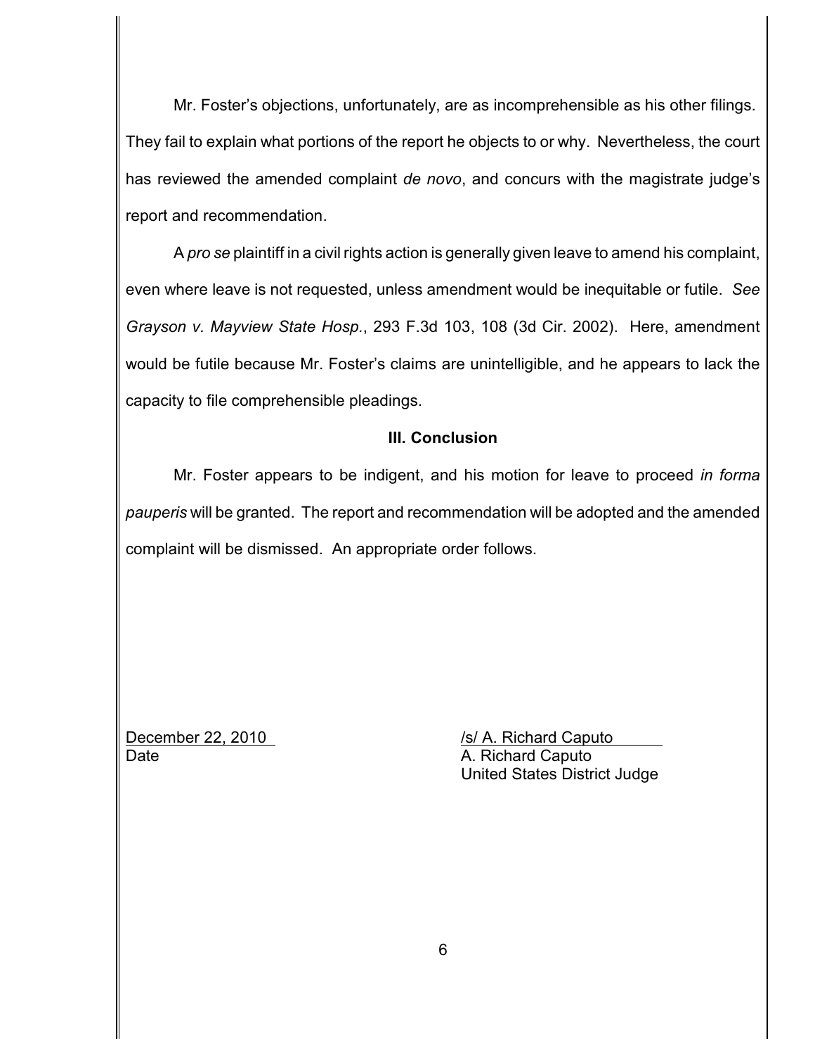Mr. Foster's objections, unfortunately, are as incomprehensible as his other filings. They fail to explain what portions of the report he objects to or why. Nevertheless, the court has reviewed the amended complaint *de novo*, and concurs with the magistrate judge's report and recommendation.

A *pro se* plaintiff in a civil rights action is generally given leave to amend his complaint, even where leave is not requested, unless amendment would be inequitable or futile. *See Grayson v. Mayview State Hosp.*, 293 F.3d 103, 108 (3d Cir. 2002). Here, amendment would be futile because Mr. Foster's claims are unintelligible, and he appears to lack the capacity to file comprehensible pleadings.

## III. Conclusion

Mr. Foster appears to be indigent, and his motion for leave to proceed *in forma pauperis* will be granted. The report and recommendation will be adopted and the amended complaint will be dismissed. An appropriate order follows.

December 22, 2010
Date

/s/ A. Richard Caputo
A. Richard Caputo
United States District Judge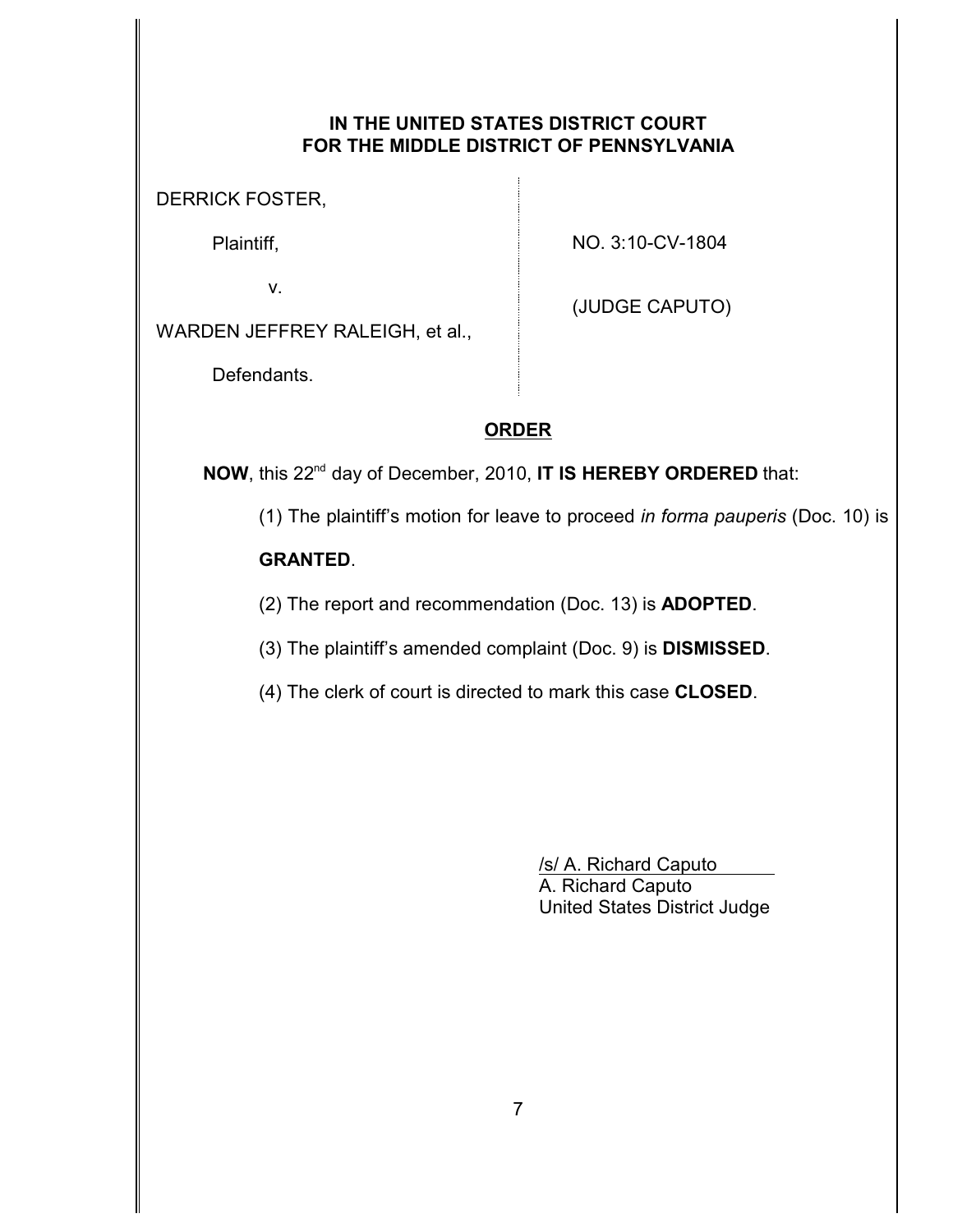**IN THE UNITED STATES DISTRICT COURT**
**FOR THE MIDDLE DISTRICT OF PENNSYLVANIA**

| | |
|---|---|
| DERRICK FOSTER, | |
| Plaintiff, | NO. 3:10-CV-1804 |
| v. | (JUDGE CAPUTO) |
| WARDEN JEFFREY RALEIGH, et al., | |
| Defendants. | |

**ORDER**

**NOW**, this 22nd day of December, 2010, **IT IS HEREBY ORDERED** that:

(1) The plaintiff's motion for leave to proceed *in forma pauperis* (Doc. 10) is **GRANTED**.

(2) The report and recommendation (Doc. 13) is **ADOPTED**.

(3) The plaintiff's amended complaint (Doc. 9) is **DISMISSED**.

(4) The clerk of court is directed to mark this case **CLOSED**.

/s/ A. Richard Caputo
A. Richard Caputo
United States District Judge